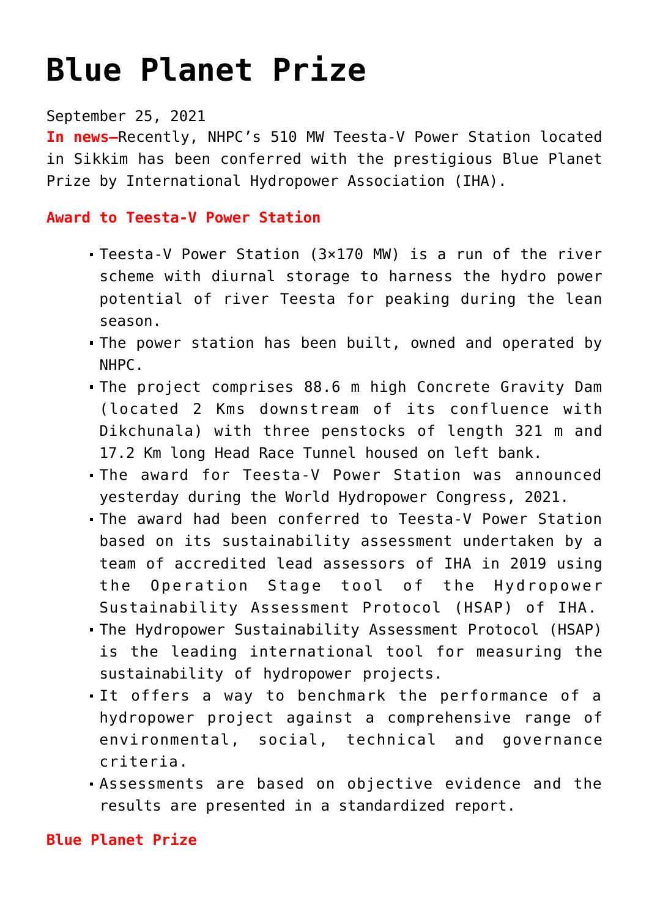# Blue Planet Prize

September 25, 2021

**In news–**Recently, NHPC's 510 MW Teesta-V Power Station located in Sikkim has been conferred with the prestigious Blue Planet Prize by International Hydropower Association (IHA).

**Award to Teesta-V Power Station**

- Teesta-V Power Station (3×170 MW) is a run of the river scheme with diurnal storage to harness the hydro power potential of river Teesta for peaking during the lean season.
- The power station has been built, owned and operated by NHPC.
- The project comprises 88.6 m high Concrete Gravity Dam (located 2 Kms downstream of its confluence with Dikchunala) with three penstocks of length 321 m and 17.2 Km long Head Race Tunnel housed on left bank.
- The award for Teesta-V Power Station was announced yesterday during the World Hydropower Congress, 2021.
- The award had been conferred to Teesta-V Power Station based on its sustainability assessment undertaken by a team of accredited lead assessors of IHA in 2019 using the Operation Stage tool of the Hydropower Sustainability Assessment Protocol (HSAP) of IHA.
- The Hydropower Sustainability Assessment Protocol (HSAP) is the leading international tool for measuring the sustainability of hydropower projects.
- It offers a way to benchmark the performance of a hydropower project against a comprehensive range of environmental, social, technical and governance criteria.
- Assessments are based on objective evidence and the results are presented in a standardized report.

**Blue Planet Prize**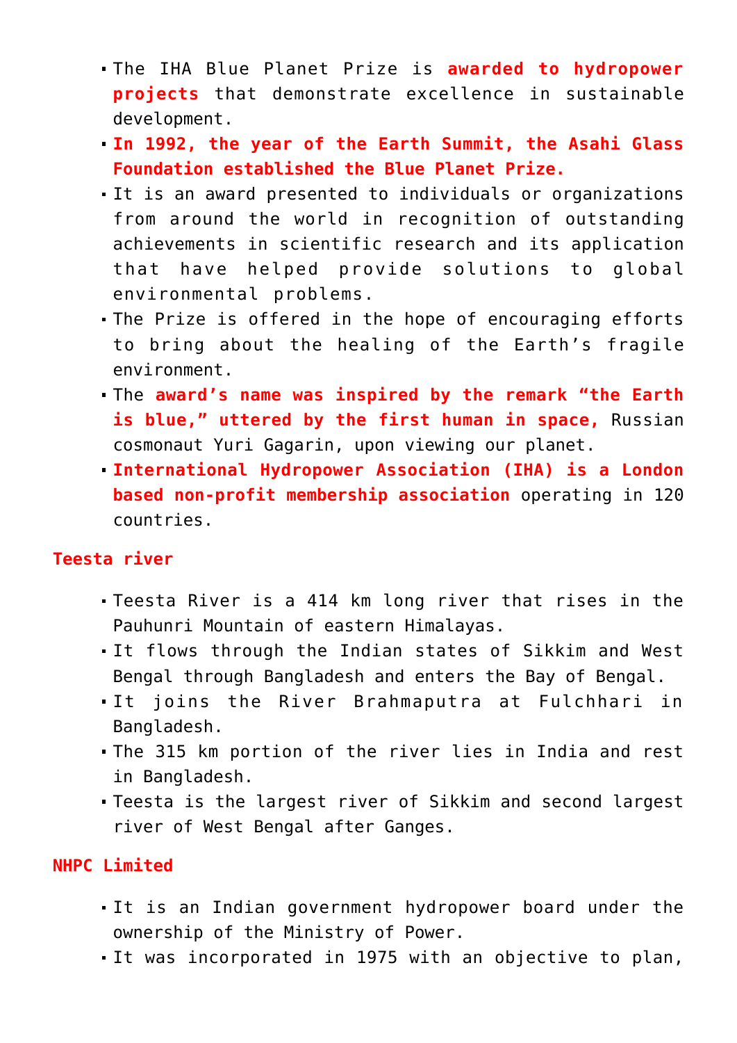- The IHA Blue Planet Prize is **awarded to hydropower projects** that demonstrate excellence in sustainable development.
- **In 1992, the year of the Earth Summit, the Asahi Glass Foundation established the Blue Planet Prize.**
- It is an award presented to individuals or organizations from around the world in recognition of outstanding achievements in scientific research and its application that have helped provide solutions to global environmental problems.
- The Prize is offered in the hope of encouraging efforts to bring about the healing of the Earth's fragile environment.
- The **award's name was inspired by the remark "the Earth is blue," uttered by the first human in space,** Russian cosmonaut Yuri Gagarin, upon viewing our planet.
- **International Hydropower Association (IHA) is a London based non-profit membership association** operating in 120 countries.

## Teesta river

- Teesta River is a 414 km long river that rises in the Pauhunri Mountain of eastern Himalayas.
- It flows through the Indian states of Sikkim and West Bengal through Bangladesh and enters the Bay of Bengal.
- It joins the River Brahmaputra at Fulchhari in Bangladesh.
- The 315 km portion of the river lies in India and rest in Bangladesh.
- Teesta is the largest river of Sikkim and second largest river of West Bengal after Ganges.

## NHPC Limited

- It is an Indian government hydropower board under the ownership of the Ministry of Power.
- It was incorporated in 1975 with an objective to plan,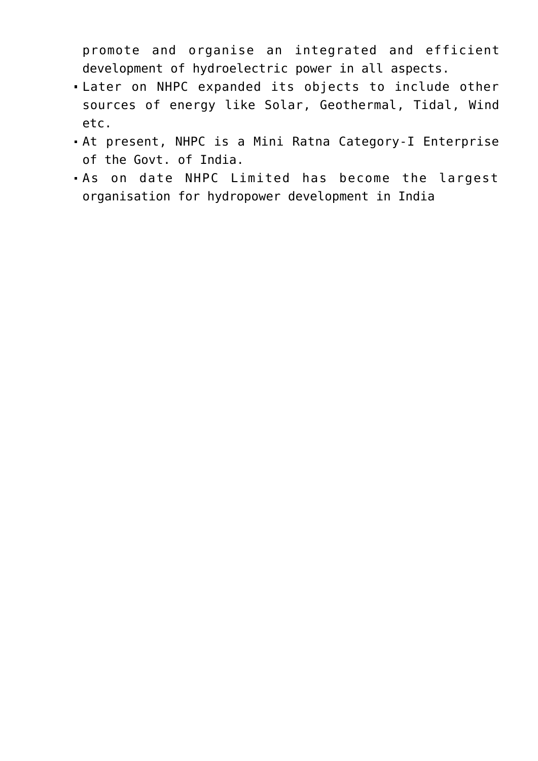promote and organise an integrated and efficient development of hydroelectric power in all aspects.

- Later on NHPC expanded its objects to include other sources of energy like Solar, Geothermal, Tidal, Wind etc.
- At present, NHPC is a Mini Ratna Category-I Enterprise of the Govt. of India.
- As on date NHPC Limited has become the largest organisation for hydropower development in India